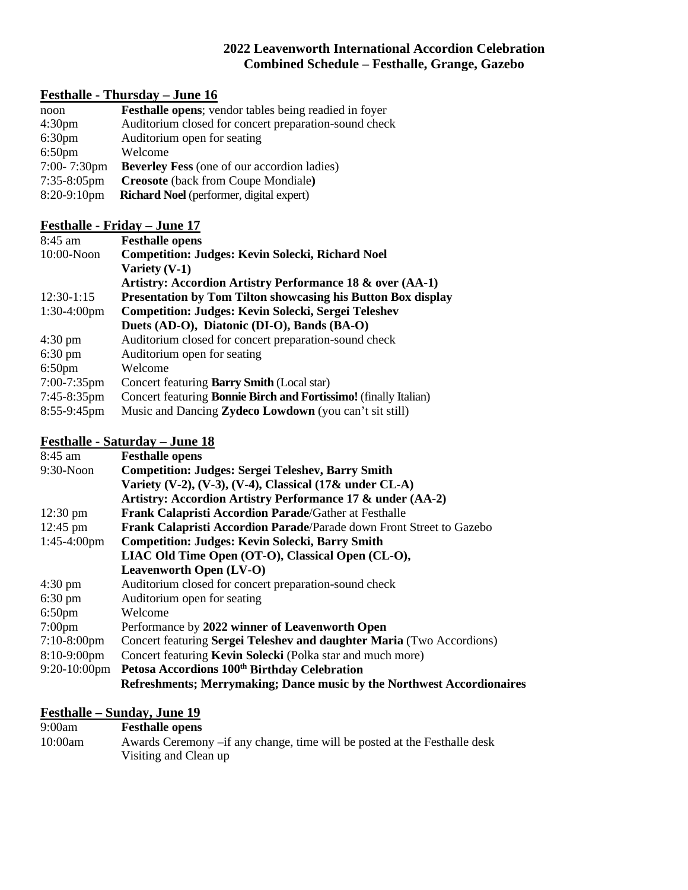# 2022 Leavenworth International Accordion Celebration
## Combined Schedule – Festhalle, Grange, Gazebo

### Festhalle - Thursday – June 16

| | |
|---|---|
| noon | **Festhalle opens**; vendor tables being readied in foyer |
| 4:30pm | Auditorium closed for concert preparation-sound check |
| 6:30pm | Auditorium open for seating |
| 6:50pm | Welcome |
| 7:00- 7:30pm | **Beverley Fess** (one of our accordion ladies) |
| 7:35-8:05pm | **Creosote** (back from Coupe Mondiale**)** |
| 8:20-9:10pm | **Richard Noel** (performer, digital expert) |

### Festhalle - Friday – June 17

| | |
|---|---|
| 8:45 am | **Festhalle opens** |
| 10:00-Noon | **Competition: Judges: Kevin Solecki, Richard Noel**<br>**Variety (V-1)**<br>**Artistry: Accordion Artistry Performance 18 & over (AA-1)** |
| 12:30-1:15 | **Presentation by Tom Tilton showcasing his Button Box display** |
| 1:30-4:00pm | **Competition: Judges: Kevin Solecki, Sergei Teleshev**<br>**Duets (AD-O), Diatonic (DI-O), Bands (BA-O)** |
| 4:30 pm | Auditorium closed for concert preparation-sound check |
| 6:30 pm | Auditorium open for seating |
| 6:50pm | Welcome |
| 7:00-7:35pm | Concert featuring **Barry Smith** (Local star) |
| 7:45-8:35pm | Concert featuring **Bonnie Birch and Fortissimo!** (finally Italian) |
| 8:55-9:45pm | Music and Dancing **Zydeco Lowdown** (you can't sit still) |

### Festhalle - Saturday – June 18

| | |
|---|---|
| 8:45 am | **Festhalle opens** |
| 9:30-Noon | **Competition: Judges: Sergei Teleshev, Barry Smith**<br>**Variety (V-2), (V-3), (V-4), Classical (17& under CL-A)**<br>**Artistry: Accordion Artistry Performance 17 & under (AA-2)** |
| 12:30 pm | **Frank Calapristi Accordion Parade**/Gather at Festhalle |
| 12:45 pm | **Frank Calapristi Accordion Parade**/Parade down Front Street to Gazebo |
| 1:45-4:00pm | **Competition: Judges: Kevin Solecki, Barry Smith**<br>**LIAC Old Time Open (OT-O), Classical Open (CL-O),**<br>**Leavenworth Open (LV-O)** |
| 4:30 pm | Auditorium closed for concert preparation-sound check |
| 6:30 pm | Auditorium open for seating |
| 6:50pm | Welcome |
| 7:00pm | Performance by **2022 winner of Leavenworth Open** |
| 7:10-8:00pm | Concert featuring **Sergei Teleshev and daughter Maria** (Two Accordions) |
| 8:10-9:00pm | Concert featuring **Kevin Solecki** (Polka star and much more) |
| 9:20-10:00pm | **Petosa Accordions 100th Birthday Celebration**<br>**Refreshments; Merrymaking; Dance music by the Northwest Accordionaires** |

### Festhalle – Sunday, June 19

| | |
|---|---|
| 9:00am | **Festhalle opens** |
| 10:00am | Awards Ceremony –if any change, time will be posted at the Festhalle desk<br>Visiting and Clean up |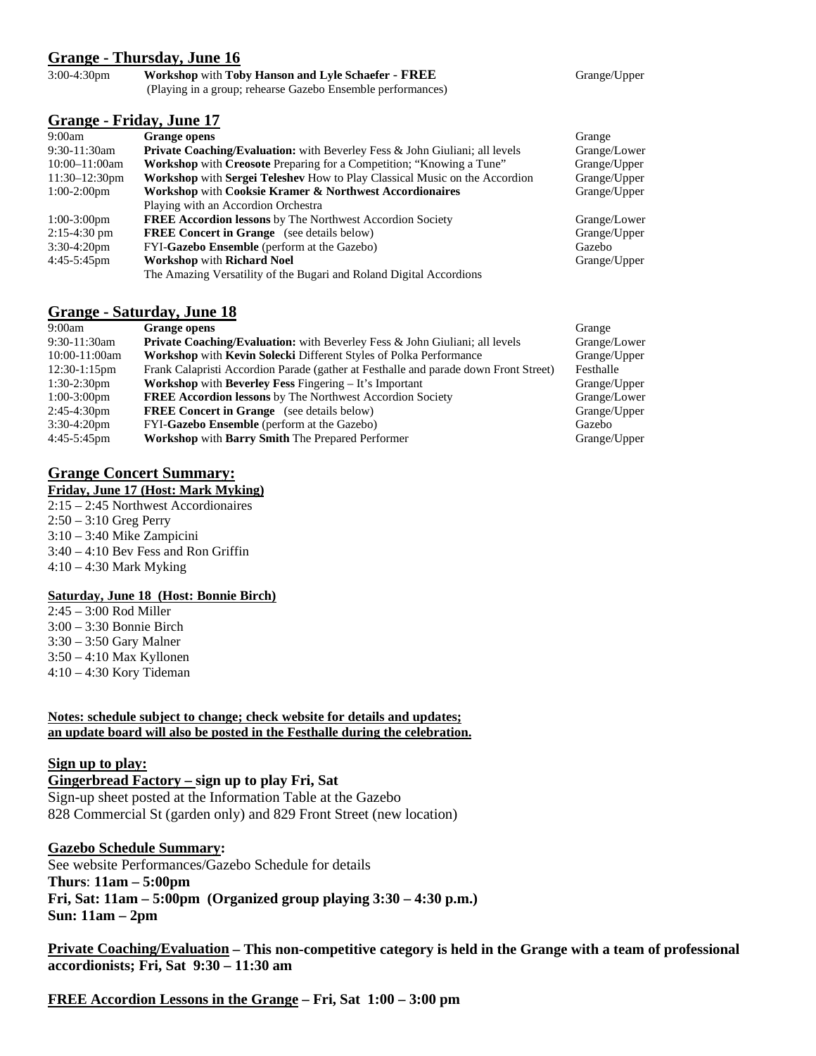## Grange - Thursday, June 16

| | | |
|---|---|---|
| 3:00-4:30pm | **Workshop** with **Toby Hanson and Lyle Schaefer** - **FREE** (Playing in a group; rehearse Gazebo Ensemble performances) | Grange/Upper |

## Grange - Friday, June 17

| | | |
|---|---|---|
| 9:00am | **Grange opens** | Grange |
| 9:30-11:30am | **Private Coaching/Evaluation:** with Beverley Fess & John Giuliani; all levels | Grange/Lower |
| 10:00–11:00am | **Workshop** with **Creosote** Preparing for a Competition; "Knowing a Tune" | Grange/Upper |
| 11:30–12:30pm | **Workshop** with **Sergei Teleshev** How to Play Classical Music on the Accordion | Grange/Upper |
| 1:00-2:00pm | **Workshop** with **Cooksie Kramer & Northwest Accordionaires** Playing with an Accordion Orchestra | Grange/Upper |
| 1:00-3:00pm | **FREE Accordion lessons** by The Northwest Accordion Society | Grange/Lower |
| 2:15-4:30 pm | **FREE Concert in Grange** (see details below) | Grange/Upper |
| 3:30-4:20pm | FYI-**Gazebo Ensemble** (perform at the Gazebo) | Gazebo |
| 4:45-5:45pm | **Workshop** with **Richard Noel** The Amazing Versatility of the Bugari and Roland Digital Accordions | Grange/Upper |

## Grange - Saturday, June 18

| | | |
|---|---|---|
| 9:00am | **Grange opens** | Grange |
| 9:30-11:30am | **Private Coaching/Evaluation:** with Beverley Fess & John Giuliani; all levels | Grange/Lower |
| 10:00-11:00am | **Workshop** with **Kevin Solecki** Different Styles of Polka Performance | Grange/Upper |
| 12:30-1:15pm | Frank Calapristi Accordion Parade (gather at Festhalle and parade down Front Street) | Festhalle |
| 1:30-2:30pm | **Workshop** with **Beverley Fess** Fingering – It's Important | Grange/Upper |
| 1:00-3:00pm | **FREE Accordion lessons** by The Northwest Accordion Society | Grange/Lower |
| 2:45-4:30pm | **FREE Concert in Grange** (see details below) | Grange/Upper |
| 3:30-4:20pm | FYI-**Gazebo Ensemble** (perform at the Gazebo) | Gazebo |
| 4:45-5:45pm | **Workshop** with **Barry Smith** The Prepared Performer | Grange/Upper |

## Grange Concert Summary:

**Friday, June 17 (Host: Mark Myking)**

2:15 – 2:45 Northwest Accordionaires
2:50 – 3:10 Greg Perry
3:10 – 3:40 Mike Zampicini
3:40 – 4:10 Bev Fess and Ron Griffin
4:10 – 4:30 Mark Myking

**Saturday, June 18 (Host: Bonnie Birch)**

2:45 – 3:00 Rod Miller
3:00 – 3:30 Bonnie Birch
3:30 – 3:50 Gary Malner
3:50 – 4:10 Max Kyllonen
4:10 – 4:30 Kory Tideman

**Notes: schedule subject to change; check website for details and updates; an update board will also be posted in the Festhalle during the celebration.**

**Sign up to play:**

**Gingerbread Factory – sign up to play Fri, Sat**

Sign-up sheet posted at the Information Table at the Gazebo
828 Commercial St (garden only) and 829 Front Street (new location)

**Gazebo Schedule Summary:**

See website Performances/Gazebo Schedule for details
**Thurs: 11am – 5:00pm**
**Fri, Sat: 11am – 5:00pm (Organized group playing 3:30 – 4:30 p.m.)**
**Sun: 11am – 2pm**

**Private Coaching/Evaluation – This non-competitive category is held in the Grange with a team of professional accordionists; Fri, Sat 9:30 – 11:30 am**

**FREE Accordion Lessons in the Grange – Fri, Sat 1:00 – 3:00 pm**